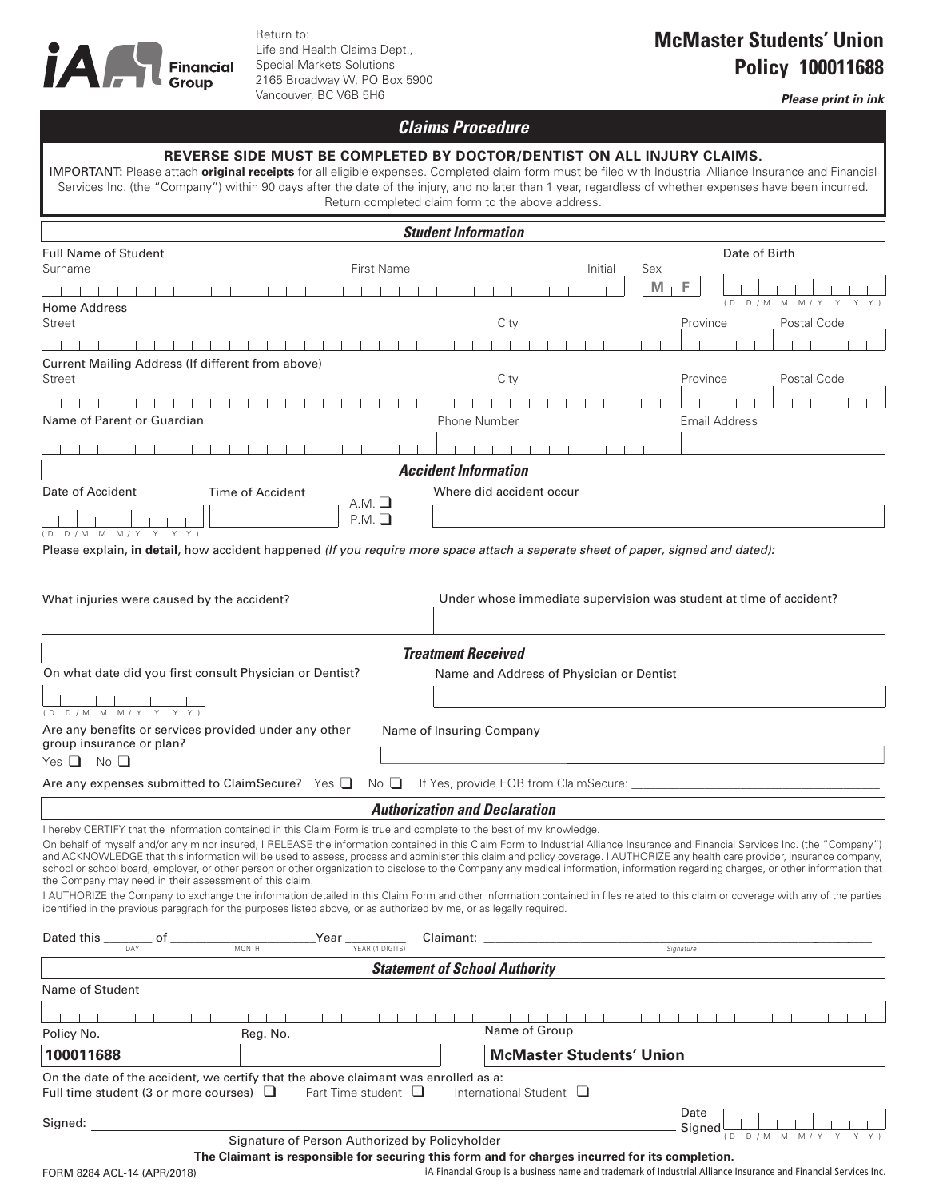iA Financial Group

Return to:
Life and Health Claims Dept.,
Special Markets Solutions
2165 Broadway W, PO Box 5900
Vancouver, BC V6B 5H6

# McMaster Students' Union
# Policy 100011688

***Please print in ink***

## *Claims Procedure*

**REVERSE SIDE MUST BE COMPLETED BY DOCTOR/DENTIST ON ALL INJURY CLAIMS.**

IMPORTANT: Please attach **original receipts** for all eligible expenses. Completed claim form must be filed with Industrial Alliance Insurance and Financial Services Inc. (the "Company") within 90 days after the date of the injury, and no later than 1 year, regardless of whether expenses have been incurred. Return completed claim form to the above address.

## *Student Information*

Full Name of Student

Surname | First Name | Initial | Sex M F | Date of Birth (D D / M M / Y Y Y Y)

Home Address

Street | City | Province | Postal Code

Current Mailing Address (If different from above)

Street | City | Province | Postal Code

Name of Parent or Guardian | Phone Number | Email Address

## *Accident Information*

Date of Accident (D D / M M / Y Y Y Y) | Time of Accident A.M. ❑ P.M. ❑ | Where did accident occur

Please explain, **in detail**, how accident happened *(If you require more space attach a seperate sheet of paper, signed and dated):*

What injuries were caused by the accident? | Under whose immediate supervision was student at time of accident?

## *Treatment Received*

On what date did you first consult Physician or Dentist? (D D / M M / Y Y Y Y) | Name and Address of Physician or Dentist

Are any benefits or services provided under any other group insurance or plan? Yes ❑ No ❑ | Name of Insuring Company

Are any expenses submitted to ClaimSecure? Yes ❑ No ❑ If Yes, provide EOB from ClaimSecure: ____________________

## *Authorization and Declaration*

I hereby CERTIFY that the information contained in this Claim Form is true and complete to the best of my knowledge.

On behalf of myself and/or any minor insured, I RELEASE the information contained in this Claim Form to Industrial Alliance Insurance and Financial Services Inc. (the "Company") and ACKNOWLEDGE that this information will be used to assess, process and administer this claim and policy coverage. I AUTHORIZE any health care provider, insurance company, school or school board, employer, or other person or other organization to disclose to the Company any medical information, information regarding charges, or other information that the Company may need in their assessment of this claim.

I AUTHORIZE the Company to exchange the information detailed in this Claim Form and other information contained in files related to this claim or coverage with any of the parties identified in the previous paragraph for the purposes listed above, or as authorized by me, or as legally required.

Dated this ________ of ____________________ Year __________ Claimant: ______________________________
(DAY) (MONTH) (YEAR (4 DIGITS)) (Signature)

## *Statement of School Authority*

Name of Student

Policy No. | Reg. No. | Name of Group
---|---|---
**100011688** | | **McMaster Students' Union**

On the date of the accident, we certify that the above claimant was enrolled as a:
Full time student (3 or more courses) ❑ Part Time student ❑ International Student ❑

Signed: ______________________________ Date Signed (D D / M M / Y Y Y Y)
Signature of Person Authorized by Policyholder

**The Claimant is responsible for securing this form and for charges incurred for its completion.**

FORM 8284 ACL-14 (APR/2018)

iA Financial Group is a business name and trademark of Industrial Alliance Insurance and Financial Services Inc.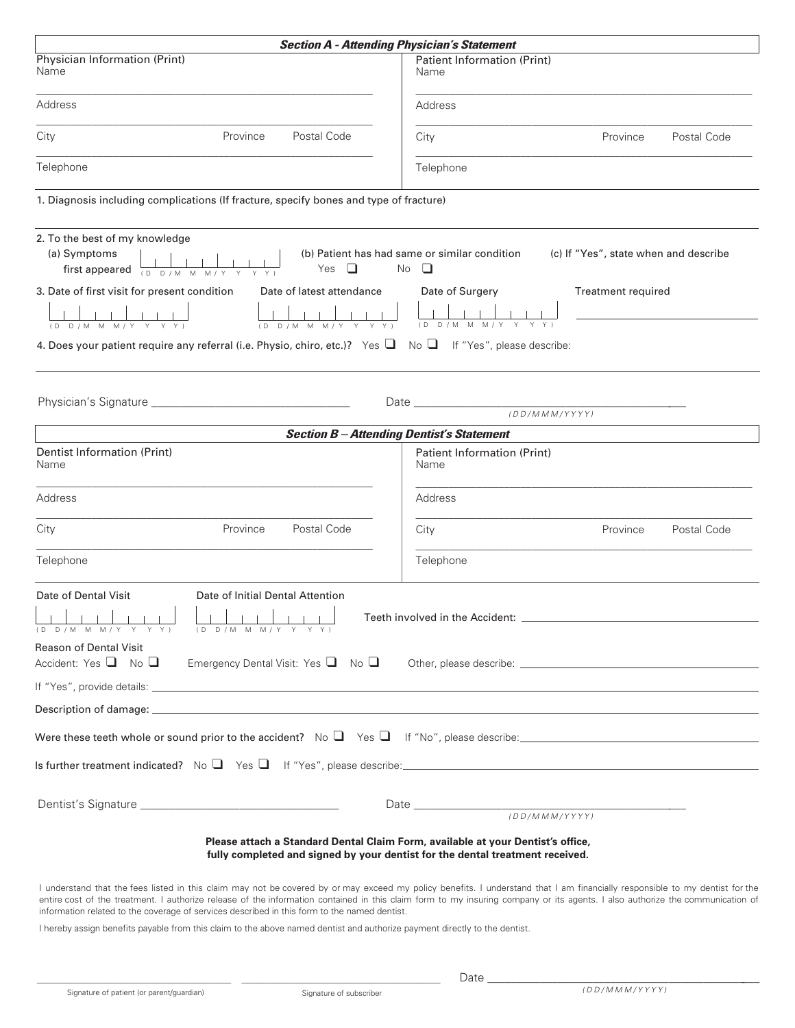### *Section A - Attending Physician's Statement*

**Physician Information (Print)**

Name ______________________________

Address ______________________________

City ______________ Province ______ Postal Code ______

Telephone ______________________________

**Patient Information (Print)**

Name ______________________________

Address ______________________________

City ______________ Province ______ Postal Code ______

Telephone ______________________________

1. Diagnosis including complications (If fracture, specify bones and type of fracture)

______________________________

2. To the best of my knowledge

(a) Symptoms first appeared (DD/MMM/YYYY)

(b) Patient has had same or similar condition Yes ❑ No ❑

(c) If "Yes", state when and describe

3. Date of first visit for present condition (DD/MMM/YYYY)

Date of latest attendance (DD/MMM/YYYY)

Date of Surgery (DD/MMM/YYYY)

Treatment required ______________________________

4. Does your patient require any referral (i.e. Physio, chiro, etc.)? Yes ❑ No ❑ If "Yes", please describe:

______________________________

Physician's Signature ______________________________ Date ______________________________ (DD/MMM/YYYY)

### *Section B – Attending Dentist's Statement*

**Dentist Information (Print)**

Name ______________________________

Address ______________________________

City ______________ Province ______ Postal Code ______

Telephone ______________________________

**Patient Information (Print)**

Name ______________________________

Address ______________________________

City ______________ Province ______ Postal Code ______

Telephone ______________________________

Date of Dental Visit (DD/MMM/YYYY)

Date of Initial Dental Attention (DD/MMM/YYYY)

Teeth involved in the Accident: ______________________________

Reason of Dental Visit

Accident: Yes ❑ No ❑ Emergency Dental Visit: Yes ❑ No ❑ Other, please describe: ______________________________

If "Yes", provide details: ______________________________

Description of damage: ______________________________

Were these teeth whole or sound prior to the accident? No ❑ Yes ❑ If "No", please describe: ______________________________

Is further treatment indicated? No ❑ Yes ❑ If "Yes", please describe: ______________________________

Dentist's Signature ______________________________ Date ______________________________ (DD/MMM/YYYY)

**Please attach a Standard Dental Claim Form, available at your Dentist's office, fully completed and signed by your dentist for the dental treatment received.**

I understand that the fees listed in this claim may not be covered by or may exceed my policy benefits. I understand that I am financially responsible to my dentist for the entire cost of the treatment. I authorize release of the information contained in this claim form to my insuring company or its agents. I also authorize the communication of information related to the coverage of services described in this form to the named dentist.

I hereby assign benefits payable from this claim to the above named dentist and authorize payment directly to the dentist.

______________________________ Signature of patient (or parent/guardian)

______________________________ Signature of subscriber

Date ______________________________ (DD/MMM/YYYY)